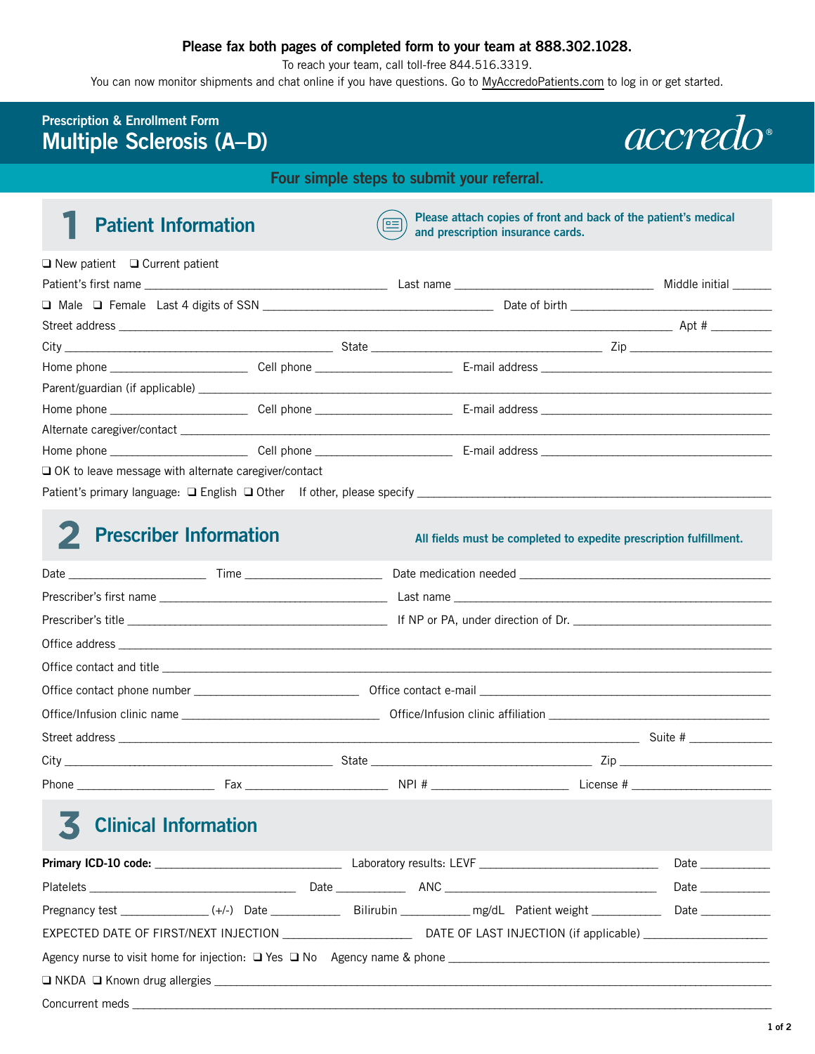**Please fax both pages of completed form to your team at 888.302.1028.**

To reach your team, call toll-free 844.516.3319.

You can now monitor shipments and chat online if you have questions. Go to MyAccredoPatients.com to log in or get started.

## Prescription & Enrollment Form
# Multiple Sclerosis (A–D)

accredo®

**Four simple steps to submit your referral.**

## 1 Patient Information

**Please attach copies of front and back of the patient's medical and prescription insurance cards.**

❑ New patient ❑ Current patient

Patient's first name ______________________ Last name ______________________ Middle initial ______

❑ Male ❑ Female Last 4 digits of SSN ______________________ Date of birth ______________________

Street address ______________________ Apt # ______

City ______________________ State ______________________ Zip ______________________

Home phone ______________ Cell phone ______________ E-mail address ______________________

Parent/guardian (if applicable) ______________________

Home phone ______________ Cell phone ______________ E-mail address ______________________

Alternate caregiver/contact ______________________

Home phone ______________ Cell phone ______________ E-mail address ______________________

❑ OK to leave message with alternate caregiver/contact

Patient's primary language: ❑ English ❑ Other If other, please specify ______________________

## 2 Prescriber Information

**All fields must be completed to expedite prescription fulfillment.**

Date ______________ Time ______________ Date medication needed ______________________

Prescriber's first name ______________________ Last name ______________________

Prescriber's title ______________________ If NP or PA, under direction of Dr. ______________________

Office address ______________________

Office contact and title ______________________

Office contact phone number ______________________ Office contact e-mail ______________________

Office/Infusion clinic name ______________________ Office/Infusion clinic affiliation ______________________

Street address ______________________ Suite # ______

City ______________________ State ______________________ Zip ______________________

Phone ______________ Fax ______________ NPI # ______________ License # ______________

## 3 Clinical Information

**Primary ICD-10 code:** ______________________ Laboratory results: LEVF ______________________ Date ______

Platelets ______________________ Date ______ ANC ______________________ Date ______

Pregnancy test ______________ (+/-) Date ______ Bilirubin ______ mg/dL Patient weight ______ Date ______

EXPECTED DATE OF FIRST/NEXT INJECTION ______________ DATE OF LAST INJECTION (if applicable) ______________

Agency nurse to visit home for injection: ❑ Yes ❑ No Agency name & phone ______________________

❑ NKDA ❑ Known drug allergies ______________________

Concurrent meds ______________________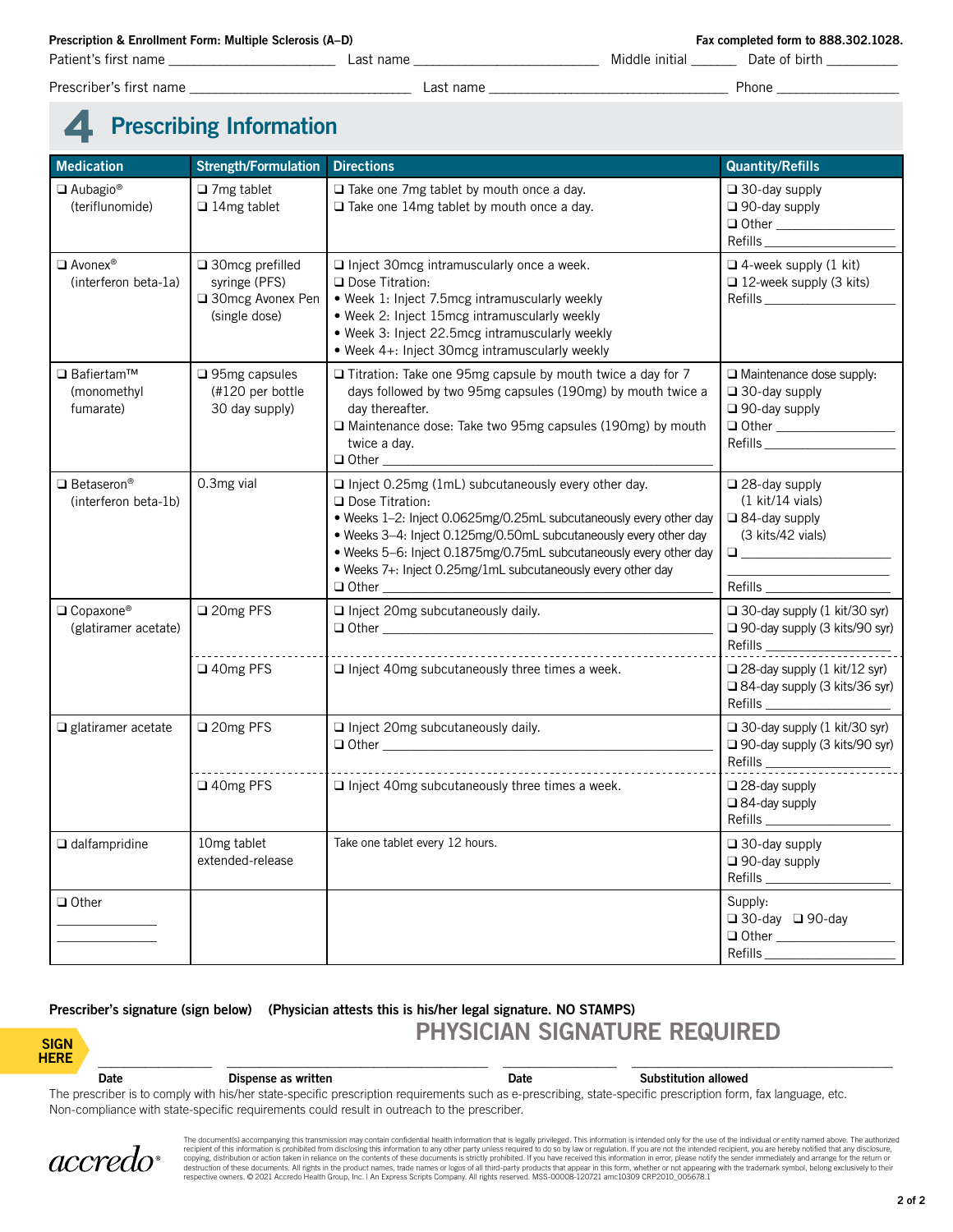Prescription & Enrollment Form: Multiple Sclerosis (A–D)

Fax completed form to 888.302.1028.

Patient's first name ______________________ Last name ________________________ Middle initial ______ Date of birth _________

Prescriber's first name _____________________________ Last name _______________________________ Phone ________________

## 4 Prescribing Information

| Medication | Strength/Formulation | Directions | Quantity/Refills |
|---|---|---|---|
| ❑ Aubagio® (teriflunomide) | ❑ 7mg tablet<br>❑ 14mg tablet | ❑ Take one 7mg tablet by mouth once a day.<br>❑ Take one 14mg tablet by mouth once a day. | ❑ 30-day supply<br>❑ 90-day supply<br>❑ Other ________________<br>Refills ________________ |
| ❑ Avonex® (interferon beta-1a) | ❑ 30mcg prefilled syringe (PFS)<br>❑ 30mcg Avonex Pen (single dose) | ❑ Inject 30mcg intramuscularly once a week.<br>❑ Dose Titration:<br>• Week 1: Inject 7.5mcg intramuscularly weekly<br>• Week 2: Inject 15mcg intramuscularly weekly<br>• Week 3: Inject 22.5mcg intramuscularly weekly<br>• Week 4+: Inject 30mcg intramuscularly weekly | ❑ 4-week supply (1 kit)<br>❑ 12-week supply (3 kits)<br>Refills ________________ |
| ❑ Bafiertam™ (monomethyl fumarate) | ❑ 95mg capsules (#120 per bottle 30 day supply) | ❑ Titration: Take one 95mg capsule by mouth twice a day for 7 days followed by two 95mg capsules (190mg) by mouth twice a day thereafter.<br>❑ Maintenance dose: Take two 95mg capsules (190mg) by mouth twice a day.<br>❑ Other ________________ | ❑ Maintenance dose supply:<br>❑ 30-day supply<br>❑ 90-day supply<br>❑ Other ________________<br>Refills ________________ |
| ❑ Betaseron® (interferon beta-1b) | 0.3mg vial | ❑ Inject 0.25mg (1mL) subcutaneously every other day.<br>❑ Dose Titration:<br>• Weeks 1–2: Inject 0.0625mg/0.25mL subcutaneously every other day<br>• Weeks 3–4: Inject 0.125mg/0.50mL subcutaneously every other day<br>• Weeks 5–6: Inject 0.1875mg/0.75mL subcutaneously every other day<br>• Weeks 7+: Inject 0.25mg/1mL subcutaneously every other day<br>❑ Other ________________ | ❑ 28-day supply (1 kit/14 vials)<br>❑ 84-day supply (3 kits/42 vials)<br>❑ ________________<br>________________<br>Refills ________________ |
| ❑ Copaxone® (glatiramer acetate) | ❑ 20mg PFS | ❑ Inject 20mg subcutaneously daily.<br>❑ Other ________________ | ❑ 30-day supply (1 kit/30 syr)<br>❑ 90-day supply (3 kits/90 syr)<br>Refills ________________ |
| | ❑ 40mg PFS | ❑ Inject 40mg subcutaneously three times a week. | ❑ 28-day supply (1 kit/12 syr)<br>❑ 84-day supply (3 kits/36 syr)<br>Refills ________________ |
| ❑ glatiramer acetate | ❑ 20mg PFS | ❑ Inject 20mg subcutaneously daily.<br>❑ Other ________________ | ❑ 30-day supply (1 kit/30 syr)<br>❑ 90-day supply (3 kits/90 syr)<br>Refills ________________ |
| | ❑ 40mg PFS | ❑ Inject 40mg subcutaneously three times a week. | ❑ 28-day supply<br>❑ 84-day supply<br>Refills ________________ |
| ❑ dalfampridine | 10mg tablet extended-release | Take one tablet every 12 hours. | ❑ 30-day supply<br>❑ 90-day supply<br>Refills ________________ |
| ❑ Other ________________<br>________________ | | | Supply:<br>❑ 30-day ❑ 90-day<br>❑ Other ________________<br>Refills ________________ |

**Prescriber's signature (sign below) (Physician attests this is his/her legal signature. NO STAMPS)**

**SIGN HERE**

**PHYSICIAN SIGNATURE REQUIRED**

________________ ________________________________ ________________ ________________________________

**Date** **Dispense as written** **Date** **Substitution allowed**

The prescriber is to comply with his/her state-specific prescription requirements such as e-prescribing, state-specific prescription form, fax language, etc. Non-compliance with state-specific requirements could result in outreach to the prescriber.

accredo®

The document(s) accompanying this transmission may contain confidential health information that is legally privileged. This information is intended only for the use of the individual or entity named above. The authorized recipient of this information is prohibited from disclosing this information to any other party unless required to do so by law or regulation. If you are not the intended recipient, you are hereby notified that any disclosure, copying, distribution or action taken in reliance on the contents of these documents is strictly prohibited. If you have received this information in error, please notify the sender immediately and arrange for the return or destruction of these documents. All rights in the product names, trade names or logos of all third-party products that appear in this form, whether or not appearing with the trademark symbol, belong exclusively to their respective owners. © 2021 Accredo Health Group, Inc. | An Express Scripts Company. All rights reserved. MSS-00008-120721 amc10309 CRP2010_005678.1